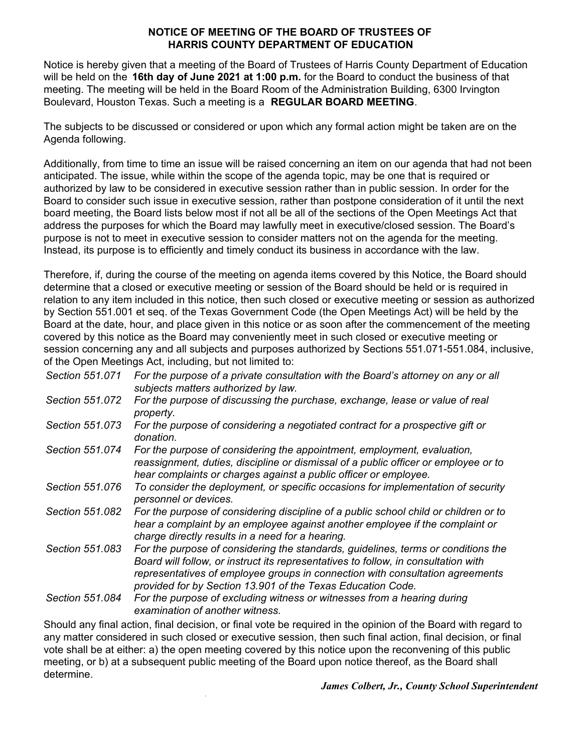# NOTICE OF MEETING OF THE BOARD OF TRUSTEES OF HARRIS COUNTY DEPARTMENT OF EDUCATION

Notice is hereby given that a meeting of the Board of Trustees of Harris County Department of Education will be held on the **16th day of June 2021 at 1:00 p.m.** for the Board to conduct the business of that meeting. The meeting will be held in the Board Room of the Administration Building, 6300 Irvington Boulevard, Houston Texas. Such a meeting is a **REGULAR BOARD MEETING**.

The subjects to be discussed or considered or upon which any formal action might be taken are on the Agenda following.

Additionally, from time to time an issue will be raised concerning an item on our agenda that had not been anticipated. The issue, while within the scope of the agenda topic, may be one that is required or authorized by law to be considered in executive session rather than in public session. In order for the Board to consider such issue in executive session, rather than postpone consideration of it until the next board meeting, the Board lists below most if not all be all of the sections of the Open Meetings Act that address the purposes for which the Board may lawfully meet in executive/closed session. The Board's purpose is not to meet in executive session to consider matters not on the agenda for the meeting. Instead, its purpose is to efficiently and timely conduct its business in accordance with the law.

Therefore, if, during the course of the meeting on agenda items covered by this Notice, the Board should determine that a closed or executive meeting or session of the Board should be held or is required in relation to any item included in this notice, then such closed or executive meeting or session as authorized by Section 551.001 et seq. of the Texas Government Code (the Open Meetings Act) will be held by the Board at the date, hour, and place given in this notice or as soon after the commencement of the meeting covered by this notice as the Board may conveniently meet in such closed or executive meeting or session concerning any and all subjects and purposes authorized by Sections 551.071-551.084, inclusive, of the Open Meetings Act, including, but not limited to:

*Section 551.071* *For the purpose of a private consultation with the Board's attorney on any or all subjects matters authorized by law.*

*Section 551.072* *For the purpose of discussing the purchase, exchange, lease or value of real property.*

*Section 551.073* *For the purpose of considering a negotiated contract for a prospective gift or donation.*

*Section 551.074* *For the purpose of considering the appointment, employment, evaluation, reassignment, duties, discipline or dismissal of a public officer or employee or to hear complaints or charges against a public officer or employee.*

*Section 551.076* *To consider the deployment, or specific occasions for implementation of security personnel or devices.*

*Section 551.082* *For the purpose of considering discipline of a public school child or children or to hear a complaint by an employee against another employee if the complaint or charge directly results in a need for a hearing.*

*Section 551.083* *For the purpose of considering the standards, guidelines, terms or conditions the Board will follow, or instruct its representatives to follow, in consultation with representatives of employee groups in connection with consultation agreements provided for by Section 13.901 of the Texas Education Code.*

*Section 551.084* *For the purpose of excluding witness or witnesses from a hearing during examination of another witness.*

Should any final action, final decision, or final vote be required in the opinion of the Board with regard to any matter considered in such closed or executive session, then such final action, final decision, or final vote shall be at either: a) the open meeting covered by this notice upon the reconvening of this public meeting, or b) at a subsequent public meeting of the Board upon notice thereof, as the Board shall determine.

***James Colbert, Jr., County School Superintendent***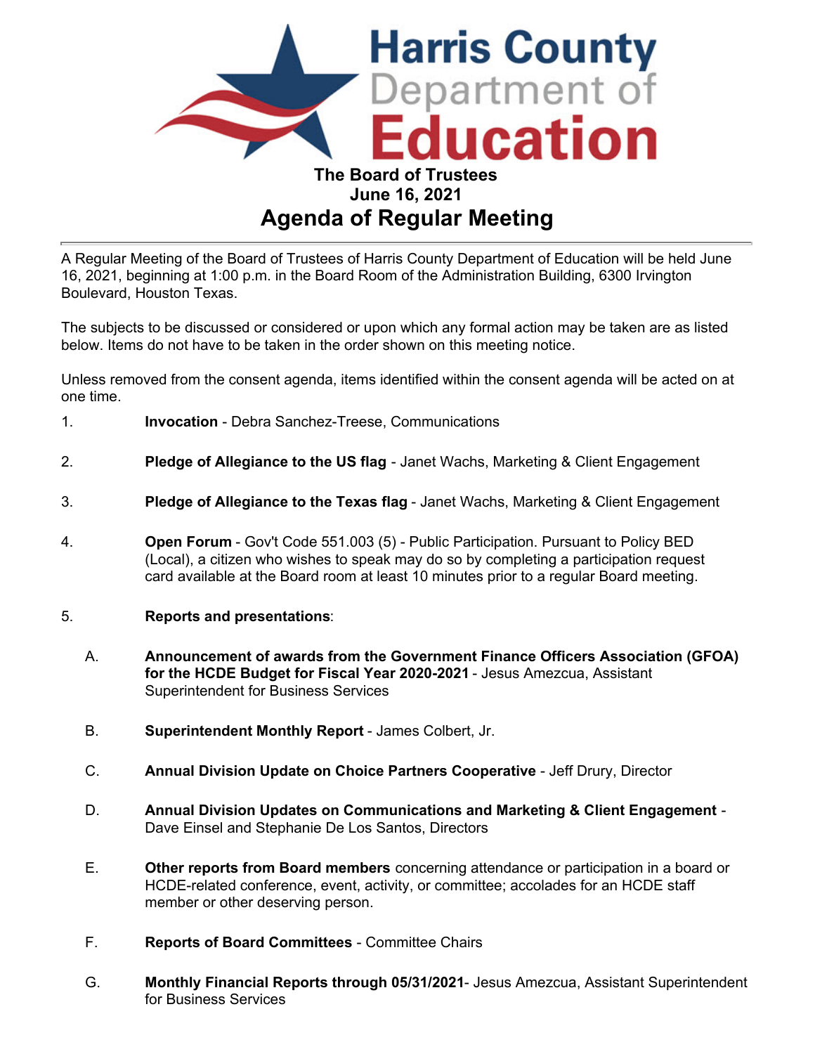# Harris County Department of Education

**The Board of Trustees**
**June 16, 2021**

## Agenda of Regular Meeting

A Regular Meeting of the Board of Trustees of Harris County Department of Education will be held June 16, 2021, beginning at 1:00 p.m. in the Board Room of the Administration Building, 6300 Irvington Boulevard, Houston Texas.

The subjects to be discussed or considered or upon which any formal action may be taken are as listed below. Items do not have to be taken in the order shown on this meeting notice.

Unless removed from the consent agenda, items identified within the consent agenda will be acted on at one time.

1. **Invocation** - Debra Sanchez-Treese, Communications

2. **Pledge of Allegiance to the US flag** - Janet Wachs, Marketing & Client Engagement

3. **Pledge of Allegiance to the Texas flag** - Janet Wachs, Marketing & Client Engagement

4. **Open Forum** - Gov't Code 551.003 (5) - Public Participation. Pursuant to Policy BED (Local), a citizen who wishes to speak may do so by completing a participation request card available at the Board room at least 10 minutes prior to a regular Board meeting.

5. **Reports and presentations**:

   A. **Announcement of awards from the Government Finance Officers Association (GFOA) for the HCDE Budget for Fiscal Year 2020-2021** - Jesus Amezcua, Assistant Superintendent for Business Services

   B. **Superintendent Monthly Report** - James Colbert, Jr.

   C. **Annual Division Update on Choice Partners Cooperative** - Jeff Drury, Director

   D. **Annual Division Updates on Communications and Marketing & Client Engagement** - Dave Einsel and Stephanie De Los Santos, Directors

   E. **Other reports from Board members** concerning attendance or participation in a board or HCDE-related conference, event, activity, or committee; accolades for an HCDE staff member or other deserving person.

   F. **Reports of Board Committees** - Committee Chairs

   G. **Monthly Financial Reports through 05/31/2021**- Jesus Amezcua, Assistant Superintendent for Business Services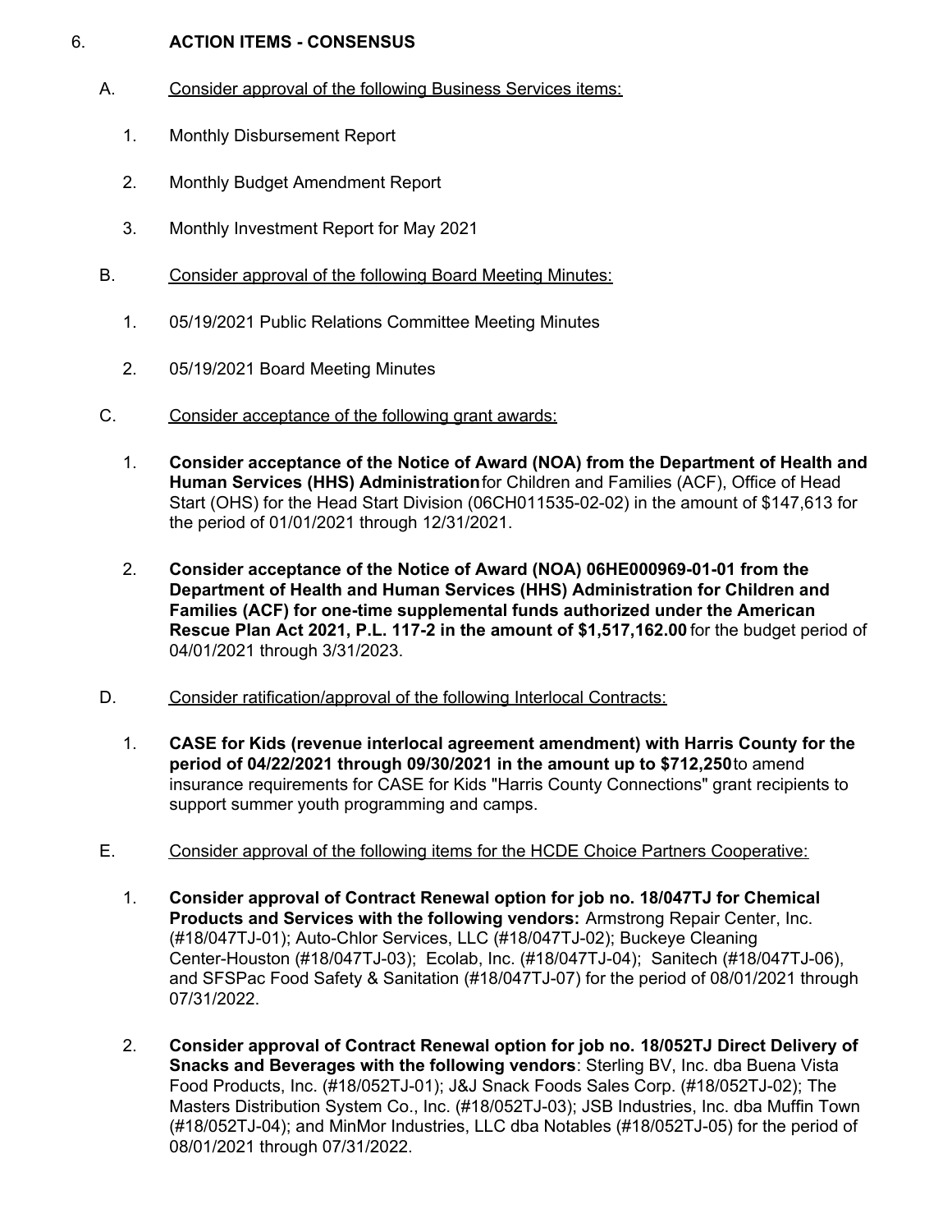6. **ACTION ITEMS - CONSENSUS**

A. Consider approval of the following Business Services items:

1. Monthly Disbursement Report
2. Monthly Budget Amendment Report
3. Monthly Investment Report for May 2021

B. Consider approval of the following Board Meeting Minutes:

1. 05/19/2021 Public Relations Committee Meeting Minutes
2. 05/19/2021 Board Meeting Minutes

C. Consider acceptance of the following grant awards:

1. **Consider acceptance of the Notice of Award (NOA) from the Department of Health and Human Services (HHS) Administration** for Children and Families (ACF), Office of Head Start (OHS) for the Head Start Division (06CH011535-02-02) in the amount of $147,613 for the period of 01/01/2021 through 12/31/2021.
2. **Consider acceptance of the Notice of Award (NOA) 06HE000969-01-01 from the Department of Health and Human Services (HHS) Administration for Children and Families (ACF) for one-time supplemental funds authorized under the American Rescue Plan Act 2021, P.L. 117-2 in the amount of $1,517,162.00** for the budget period of 04/01/2021 through 3/31/2023.

D. Consider ratification/approval of the following Interlocal Contracts:

1. **CASE for Kids (revenue interlocal agreement amendment) with Harris County for the period of 04/22/2021 through 09/30/2021 in the amount up to $712,250** to amend insurance requirements for CASE for Kids "Harris County Connections" grant recipients to support summer youth programming and camps.

E. Consider approval of the following items for the HCDE Choice Partners Cooperative:

1. **Consider approval of Contract Renewal option for job no. 18/047TJ for Chemical Products and Services with the following vendors:** Armstrong Repair Center, Inc. (#18/047TJ-01); Auto-Chlor Services, LLC (#18/047TJ-02); Buckeye Cleaning Center-Houston (#18/047TJ-03); Ecolab, Inc. (#18/047TJ-04); Sanitech (#18/047TJ-06), and SFSPac Food Safety & Sanitation (#18/047TJ-07) for the period of 08/01/2021 through 07/31/2022.
2. **Consider approval of Contract Renewal option for job no. 18/052TJ Direct Delivery of Snacks and Beverages with the following vendors**: Sterling BV, Inc. dba Buena Vista Food Products, Inc. (#18/052TJ-01); J&J Snack Foods Sales Corp. (#18/052TJ-02); The Masters Distribution System Co., Inc. (#18/052TJ-03); JSB Industries, Inc. dba Muffin Town (#18/052TJ-04); and MinMor Industries, LLC dba Notables (#18/052TJ-05) for the period of 08/01/2021 through 07/31/2022.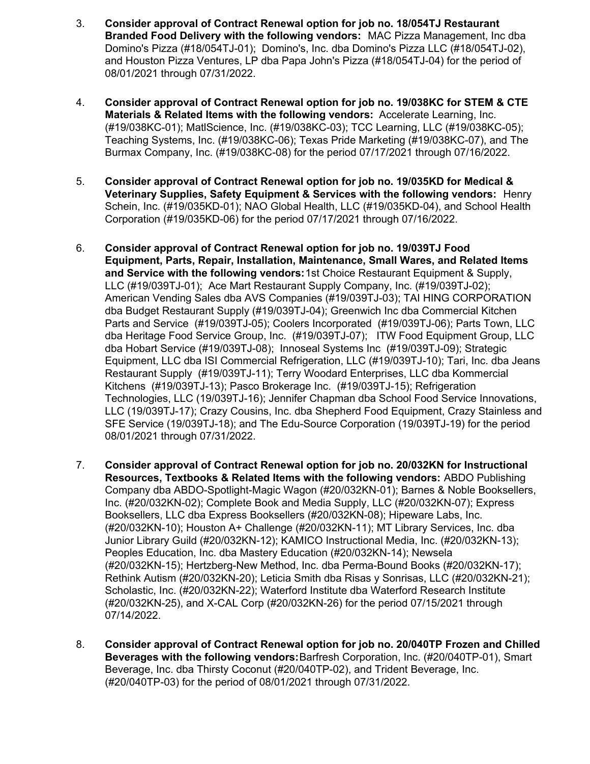3. **Consider approval of Contract Renewal option for job no. 18/054TJ Restaurant Branded Food Delivery with the following vendors:** MAC Pizza Management, Inc dba Domino's Pizza (#18/054TJ-01); Domino's, Inc. dba Domino's Pizza LLC (#18/054TJ-02), and Houston Pizza Ventures, LP dba Papa John's Pizza (#18/054TJ-04) for the period of 08/01/2021 through 07/31/2022.

4. **Consider approval of Contract Renewal option for job no. 19/038KC for STEM & CTE Materials & Related Items with the following vendors:** Accelerate Learning, Inc. (#19/038KC-01); MatlScience, Inc. (#19/038KC-03); TCC Learning, LLC (#19/038KC-05); Teaching Systems, Inc. (#19/038KC-06); Texas Pride Marketing (#19/038KC-07), and The Burmax Company, Inc. (#19/038KC-08) for the period 07/17/2021 through 07/16/2022.

5. **Consider approval of Contract Renewal option for job no. 19/035KD for Medical & Veterinary Supplies, Safety Equipment & Services with the following vendors:** Henry Schein, Inc. (#19/035KD-01); NAO Global Health, LLC (#19/035KD-04), and School Health Corporation (#19/035KD-06) for the period 07/17/2021 through 07/16/2022.

6. **Consider approval of Contract Renewal option for job no. 19/039TJ Food Equipment, Parts, Repair, Installation, Maintenance, Small Wares, and Related Items and Service with the following vendors:** 1st Choice Restaurant Equipment & Supply, LLC (#19/039TJ-01); Ace Mart Restaurant Supply Company, Inc. (#19/039TJ-02); American Vending Sales dba AVS Companies (#19/039TJ-03); TAI HING CORPORATION dba Budget Restaurant Supply (#19/039TJ-04); Greenwich Inc dba Commercial Kitchen Parts and Service (#19/039TJ-05); Coolers Incorporated (#19/039TJ-06); Parts Town, LLC dba Heritage Food Service Group, Inc. (#19/039TJ-07); ITW Food Equipment Group, LLC dba Hobart Service (#19/039TJ-08); Innoseal Systems Inc (#19/039TJ-09); Strategic Equipment, LLC dba ISI Commercial Refrigeration, LLC (#19/039TJ-10); Tari, Inc. dba Jeans Restaurant Supply (#19/039TJ-11); Terry Woodard Enterprises, LLC dba Kommercial Kitchens (#19/039TJ-13); Pasco Brokerage Inc. (#19/039TJ-15); Refrigeration Technologies, LLC (19/039TJ-16); Jennifer Chapman dba School Food Service Innovations, LLC (19/039TJ-17); Crazy Cousins, Inc. dba Shepherd Food Equipment, Crazy Stainless and SFE Service (19/039TJ-18); and The Edu-Source Corporation (19/039TJ-19) for the period 08/01/2021 through 07/31/2022.

7. **Consider approval of Contract Renewal option for job no. 20/032KN for Instructional Resources, Textbooks & Related Items with the following vendors:** ABDO Publishing Company dba ABDO-Spotlight-Magic Wagon (#20/032KN-01); Barnes & Noble Booksellers, Inc. (#20/032KN-02); Complete Book and Media Supply, LLC (#20/032KN-07); Express Booksellers, LLC dba Express Booksellers (#20/032KN-08); Hipeware Labs, Inc. (#20/032KN-10); Houston A+ Challenge (#20/032KN-11); MT Library Services, Inc. dba Junior Library Guild (#20/032KN-12); KAMICO Instructional Media, Inc. (#20/032KN-13); Peoples Education, Inc. dba Mastery Education (#20/032KN-14); Newsela (#20/032KN-15); Hertzberg-New Method, Inc. dba Perma-Bound Books (#20/032KN-17); Rethink Autism (#20/032KN-20); Leticia Smith dba Risas y Sonrisas, LLC (#20/032KN-21); Scholastic, Inc. (#20/032KN-22); Waterford Institute dba Waterford Research Institute (#20/032KN-25), and X-CAL Corp (#20/032KN-26) for the period 07/15/2021 through 07/14/2022.

8. **Consider approval of Contract Renewal option for job no. 20/040TP Frozen and Chilled Beverages with the following vendors:** Barfresh Corporation, Inc. (#20/040TP-01), Smart Beverage, Inc. dba Thirsty Coconut (#20/040TP-02), and Trident Beverage, Inc. (#20/040TP-03) for the period of 08/01/2021 through 07/31/2022.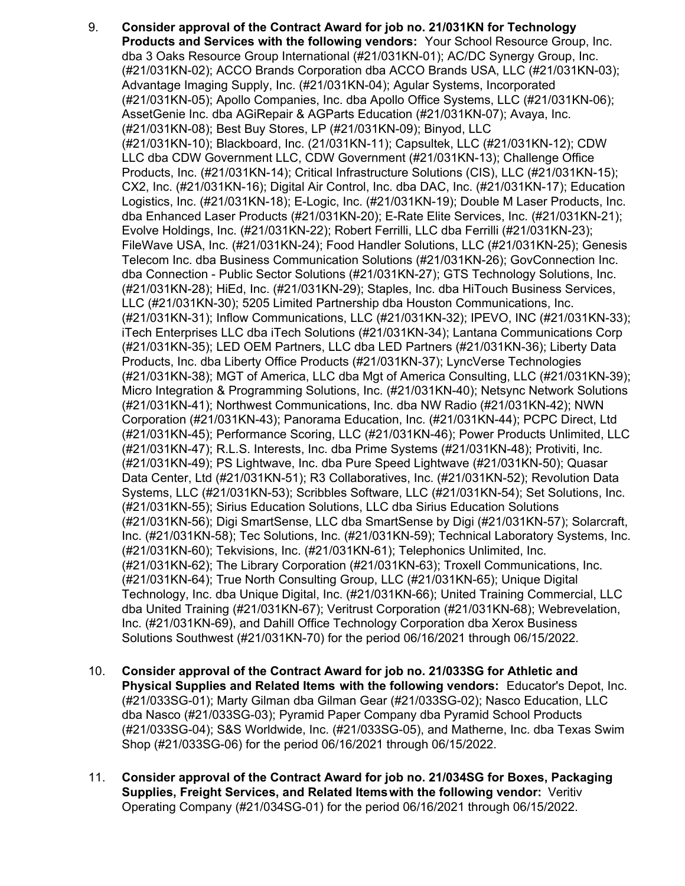9. **Consider approval of the Contract Award for job no. 21/031KN for Technology Products and Services with the following vendors:** Your School Resource Group, Inc. dba 3 Oaks Resource Group International (#21/031KN-01); AC/DC Synergy Group, Inc. (#21/031KN-02); ACCO Brands Corporation dba ACCO Brands USA, LLC (#21/031KN-03); Advantage Imaging Supply, Inc. (#21/031KN-04); Agular Systems, Incorporated (#21/031KN-05); Apollo Companies, Inc. dba Apollo Office Systems, LLC (#21/031KN-06); AssetGenie Inc. dba AGiRepair & AGParts Education (#21/031KN-07); Avaya, Inc. (#21/031KN-08); Best Buy Stores, LP (#21/031KN-09); Binyod, LLC (#21/031KN-10); Blackboard, Inc. (21/031KN-11); Capsultek, LLC (#21/031KN-12); CDW LLC dba CDW Government LLC, CDW Government (#21/031KN-13); Challenge Office Products, Inc. (#21/031KN-14); Critical Infrastructure Solutions (CIS), LLC (#21/031KN-15); CX2, Inc. (#21/031KN-16); Digital Air Control, Inc. dba DAC, Inc. (#21/031KN-17); Education Logistics, Inc. (#21/031KN-18); E-Logic, Inc. (#21/031KN-19); Double M Laser Products, Inc. dba Enhanced Laser Products (#21/031KN-20); E-Rate Elite Services, Inc. (#21/031KN-21); Evolve Holdings, Inc. (#21/031KN-22); Robert Ferrilli, LLC dba Ferrilli (#21/031KN-23); FileWave USA, Inc. (#21/031KN-24); Food Handler Solutions, LLC (#21/031KN-25); Genesis Telecom Inc. dba Business Communication Solutions (#21/031KN-26); GovConnection Inc. dba Connection - Public Sector Solutions (#21/031KN-27); GTS Technology Solutions, Inc. (#21/031KN-28); HiEd, Inc. (#21/031KN-29); Staples, Inc. dba HiTouch Business Services, LLC (#21/031KN-30); 5205 Limited Partnership dba Houston Communications, Inc. (#21/031KN-31); Inflow Communications, LLC (#21/031KN-32); IPEVO, INC (#21/031KN-33); iTech Enterprises LLC dba iTech Solutions (#21/031KN-34); Lantana Communications Corp (#21/031KN-35); LED OEM Partners, LLC dba LED Partners (#21/031KN-36); Liberty Data Products, Inc. dba Liberty Office Products (#21/031KN-37); LyncVerse Technologies (#21/031KN-38); MGT of America, LLC dba Mgt of America Consulting, LLC (#21/031KN-39); Micro Integration & Programming Solutions, Inc. (#21/031KN-40); Netsync Network Solutions (#21/031KN-41); Northwest Communications, Inc. dba NW Radio (#21/031KN-42); NWN Corporation (#21/031KN-43); Panorama Education, Inc. (#21/031KN-44); PCPC Direct, Ltd (#21/031KN-45); Performance Scoring, LLC (#21/031KN-46); Power Products Unlimited, LLC (#21/031KN-47); R.L.S. Interests, Inc. dba Prime Systems (#21/031KN-48); Protiviti, Inc. (#21/031KN-49); PS Lightwave, Inc. dba Pure Speed Lightwave (#21/031KN-50); Quasar Data Center, Ltd (#21/031KN-51); R3 Collaboratives, Inc. (#21/031KN-52); Revolution Data Systems, LLC (#21/031KN-53); Scribbles Software, LLC (#21/031KN-54); Set Solutions, Inc. (#21/031KN-55); Sirius Education Solutions, LLC dba Sirius Education Solutions (#21/031KN-56); Digi SmartSense, LLC dba SmartSense by Digi (#21/031KN-57); Solarcraft, Inc. (#21/031KN-58); Tec Solutions, Inc. (#21/031KN-59); Technical Laboratory Systems, Inc. (#21/031KN-60); Tekvisions, Inc. (#21/031KN-61); Telephonics Unlimited, Inc. (#21/031KN-62); The Library Corporation (#21/031KN-63); Troxell Communications, Inc. (#21/031KN-64); True North Consulting Group, LLC (#21/031KN-65); Unique Digital Technology, Inc. dba Unique Digital, Inc. (#21/031KN-66); United Training Commercial, LLC dba United Training (#21/031KN-67); Veritrust Corporation (#21/031KN-68); Webrevelation, Inc. (#21/031KN-69), and Dahill Office Technology Corporation dba Xerox Business Solutions Southwest (#21/031KN-70) for the period 06/16/2021 through 06/15/2022.

10. **Consider approval of the Contract Award for job no. 21/033SG for Athletic and Physical Supplies and Related Items with the following vendors:** Educator's Depot, Inc. (#21/033SG-01); Marty Gilman dba Gilman Gear (#21/033SG-02); Nasco Education, LLC dba Nasco (#21/033SG-03); Pyramid Paper Company dba Pyramid School Products (#21/033SG-04); S&S Worldwide, Inc. (#21/033SG-05), and Matherne, Inc. dba Texas Swim Shop (#21/033SG-06) for the period 06/16/2021 through 06/15/2022.

11. **Consider approval of the Contract Award for job no. 21/034SG for Boxes, Packaging Supplies, Freight Services, and Related Items with the following vendor:** Veritiv Operating Company (#21/034SG-01) for the period 06/16/2021 through 06/15/2022.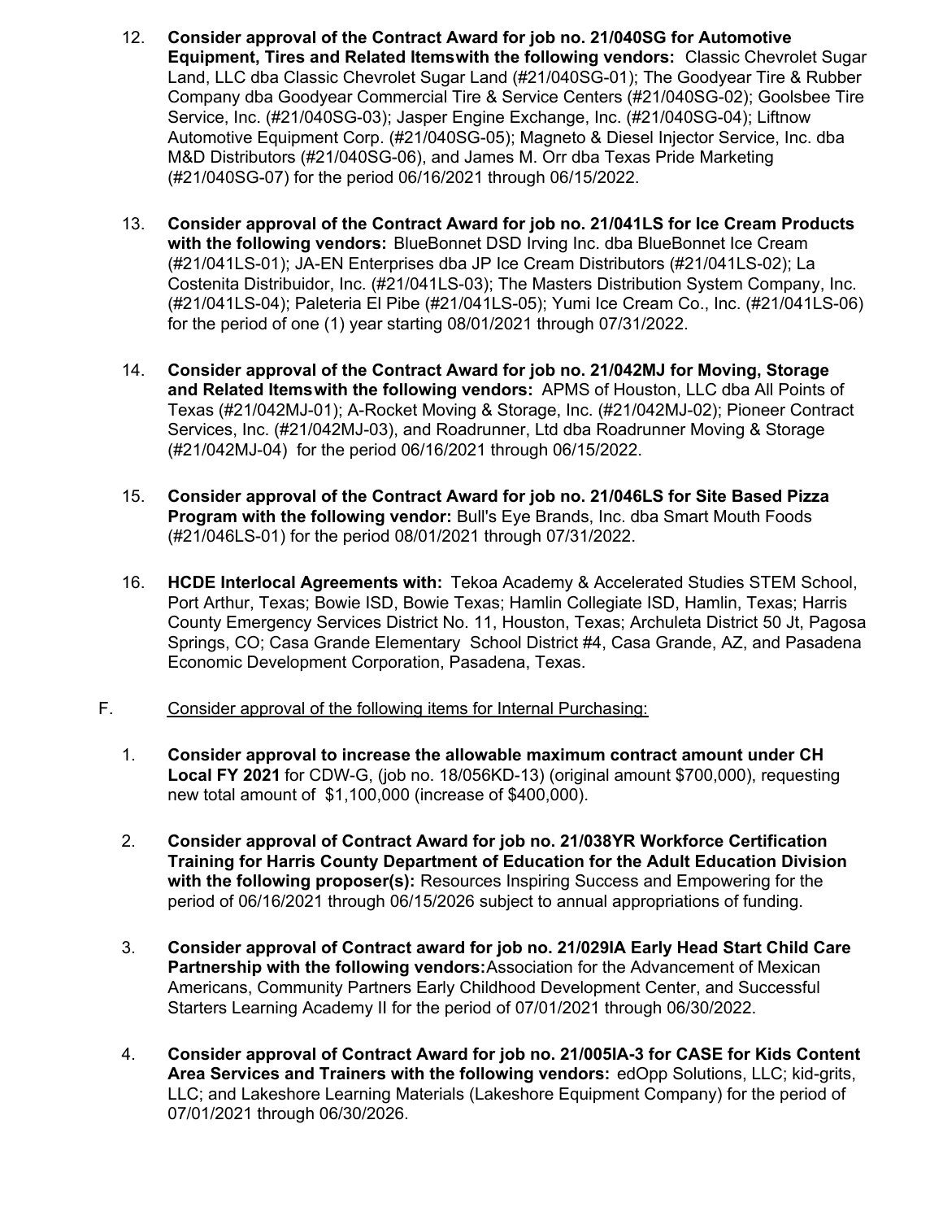12. **Consider approval of the Contract Award for job no. 21/040SG for Automotive Equipment, Tires and Related Itemswith the following vendors:** Classic Chevrolet Sugar Land, LLC dba Classic Chevrolet Sugar Land (#21/040SG-01); The Goodyear Tire & Rubber Company dba Goodyear Commercial Tire & Service Centers (#21/040SG-02); Goolsbee Tire Service, Inc. (#21/040SG-03); Jasper Engine Exchange, Inc. (#21/040SG-04); Liftnow Automotive Equipment Corp. (#21/040SG-05); Magneto & Diesel Injector Service, Inc. dba M&D Distributors (#21/040SG-06), and James M. Orr dba Texas Pride Marketing (#21/040SG-07) for the period 06/16/2021 through 06/15/2022.

13. **Consider approval of the Contract Award for job no. 21/041LS for Ice Cream Products with the following vendors:** BlueBonnet DSD Irving Inc. dba BlueBonnet Ice Cream (#21/041LS-01); JA-EN Enterprises dba JP Ice Cream Distributors (#21/041LS-02); La Costenita Distribuidor, Inc. (#21/041LS-03); The Masters Distribution System Company, Inc. (#21/041LS-04); Paleteria El Pibe (#21/041LS-05); Yumi Ice Cream Co., Inc. (#21/041LS-06) for the period of one (1) year starting 08/01/2021 through 07/31/2022.

14. **Consider approval of the Contract Award for job no. 21/042MJ for Moving, Storage and Related Itemswith the following vendors:** APMS of Houston, LLC dba All Points of Texas (#21/042MJ-01); A-Rocket Moving & Storage, Inc. (#21/042MJ-02); Pioneer Contract Services, Inc. (#21/042MJ-03), and Roadrunner, Ltd dba Roadrunner Moving & Storage (#21/042MJ-04) for the period 06/16/2021 through 06/15/2022.

15. **Consider approval of the Contract Award for job no. 21/046LS for Site Based Pizza Program with the following vendor:** Bull's Eye Brands, Inc. dba Smart Mouth Foods (#21/046LS-01) for the period 08/01/2021 through 07/31/2022.

16. **HCDE Interlocal Agreements with:** Tekoa Academy & Accelerated Studies STEM School, Port Arthur, Texas; Bowie ISD, Bowie Texas; Hamlin Collegiate ISD, Hamlin, Texas; Harris County Emergency Services District No. 11, Houston, Texas; Archuleta District 50 Jt, Pagosa Springs, CO; Casa Grande Elementary School District #4, Casa Grande, AZ, and Pasadena Economic Development Corporation, Pasadena, Texas.

F. Consider approval of the following items for Internal Purchasing:

1. **Consider approval to increase the allowable maximum contract amount under CH Local FY 2021** for CDW-G, (job no. 18/056KD-13) (original amount $700,000), requesting new total amount of $1,100,000 (increase of $400,000).

2. **Consider approval of Contract Award for job no. 21/038YR Workforce Certification Training for Harris County Department of Education for the Adult Education Division with the following proposer(s):** Resources Inspiring Success and Empowering for the period of 06/16/2021 through 06/15/2026 subject to annual appropriations of funding.

3. **Consider approval of Contract award for job no. 21/029IA Early Head Start Child Care Partnership with the following vendors:** Association for the Advancement of Mexican Americans, Community Partners Early Childhood Development Center, and Successful Starters Learning Academy II for the period of 07/01/2021 through 06/30/2022.

4. **Consider approval of Contract Award for job no. 21/005IA-3 for CASE for Kids Content Area Services and Trainers with the following vendors:** edOpp Solutions, LLC; kid-grits, LLC; and Lakeshore Learning Materials (Lakeshore Equipment Company) for the period of 07/01/2021 through 06/30/2026.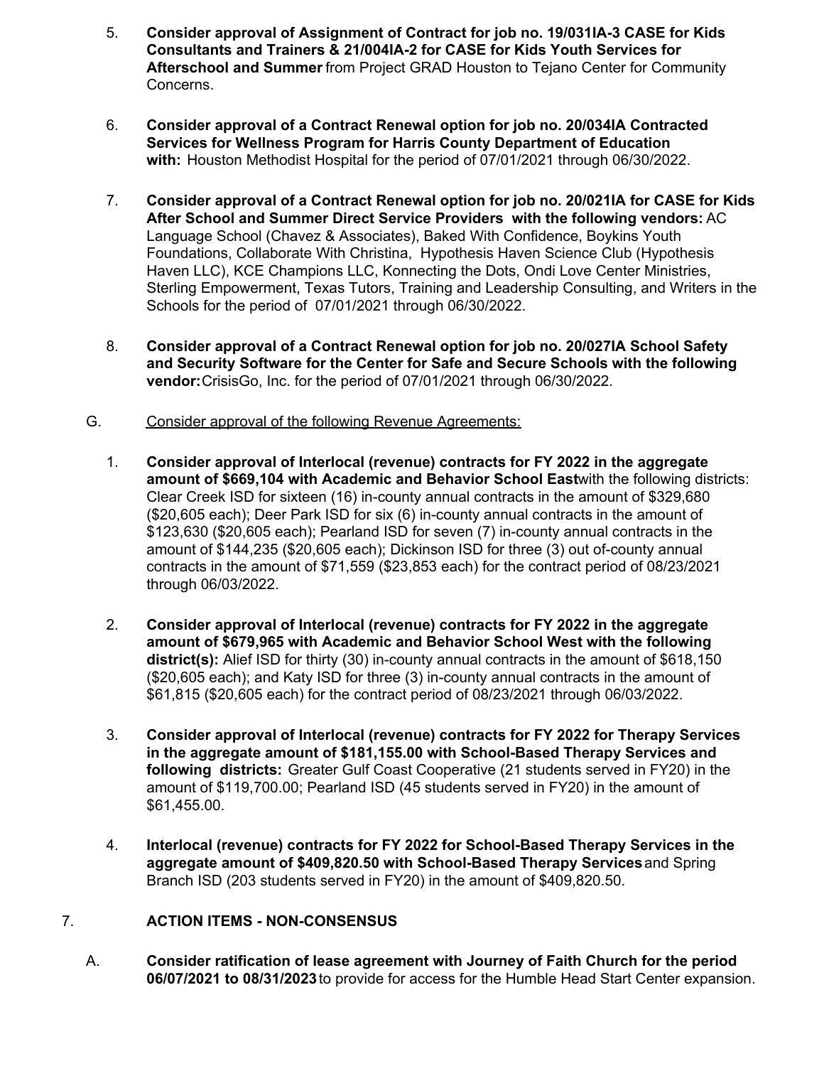5. **Consider approval of Assignment of Contract for job no. 19/031IA-3 CASE for Kids Consultants and Trainers & 21/004IA-2 for CASE for Kids Youth Services for Afterschool and Summer** from Project GRAD Houston to Tejano Center for Community Concerns.

6. **Consider approval of a Contract Renewal option for job no. 20/034IA Contracted Services for Wellness Program for Harris County Department of Education with:** Houston Methodist Hospital for the period of 07/01/2021 through 06/30/2022.

7. **Consider approval of a Contract Renewal option for job no. 20/021IA for CASE for Kids After School and Summer Direct Service Providers with the following vendors:** AC Language School (Chavez & Associates), Baked With Confidence, Boykins Youth Foundations, Collaborate With Christina, Hypothesis Haven Science Club (Hypothesis Haven LLC), KCE Champions LLC, Konnecting the Dots, Ondi Love Center Ministries, Sterling Empowerment, Texas Tutors, Training and Leadership Consulting, and Writers in the Schools for the period of 07/01/2021 through 06/30/2022.

8. **Consider approval of a Contract Renewal option for job no. 20/027IA School Safety and Security Software for the Center for Safe and Secure Schools with the following vendor:** CrisisGo, Inc. for the period of 07/01/2021 through 06/30/2022.

G. Consider approval of the following Revenue Agreements:

1. **Consider approval of Interlocal (revenue) contracts for FY 2022 in the aggregate amount of $669,104 with Academic and Behavior School East** with the following districts: Clear Creek ISD for sixteen (16) in-county annual contracts in the amount of $329,680 ($20,605 each); Deer Park ISD for six (6) in-county annual contracts in the amount of $123,630 ($20,605 each); Pearland ISD for seven (7) in-county annual contracts in the amount of $144,235 ($20,605 each); Dickinson ISD for three (3) out of-county annual contracts in the amount of $71,559 ($23,853 each) for the contract period of 08/23/2021 through 06/03/2022.

2. **Consider approval of Interlocal (revenue) contracts for FY 2022 in the aggregate amount of $679,965 with Academic and Behavior School West with the following district(s):** Alief ISD for thirty (30) in-county annual contracts in the amount of $618,150 ($20,605 each); and Katy ISD for three (3) in-county annual contracts in the amount of $61,815 ($20,605 each) for the contract period of 08/23/2021 through 06/03/2022.

3. **Consider approval of Interlocal (revenue) contracts for FY 2022 for Therapy Services in the aggregate amount of $181,155.00 with School-Based Therapy Services and following districts:** Greater Gulf Coast Cooperative (21 students served in FY20) in the amount of $119,700.00; Pearland ISD (45 students served in FY20) in the amount of $61,455.00.

4. **Interlocal (revenue) contracts for FY 2022 for School-Based Therapy Services in the aggregate amount of $409,820.50 with School-Based Therapy Services** and Spring Branch ISD (203 students served in FY20) in the amount of $409,820.50.

## 7. ACTION ITEMS - NON-CONSENSUS

A. **Consider ratification of lease agreement with Journey of Faith Church for the period 06/07/2021 to 08/31/2023** to provide for access for the Humble Head Start Center expansion.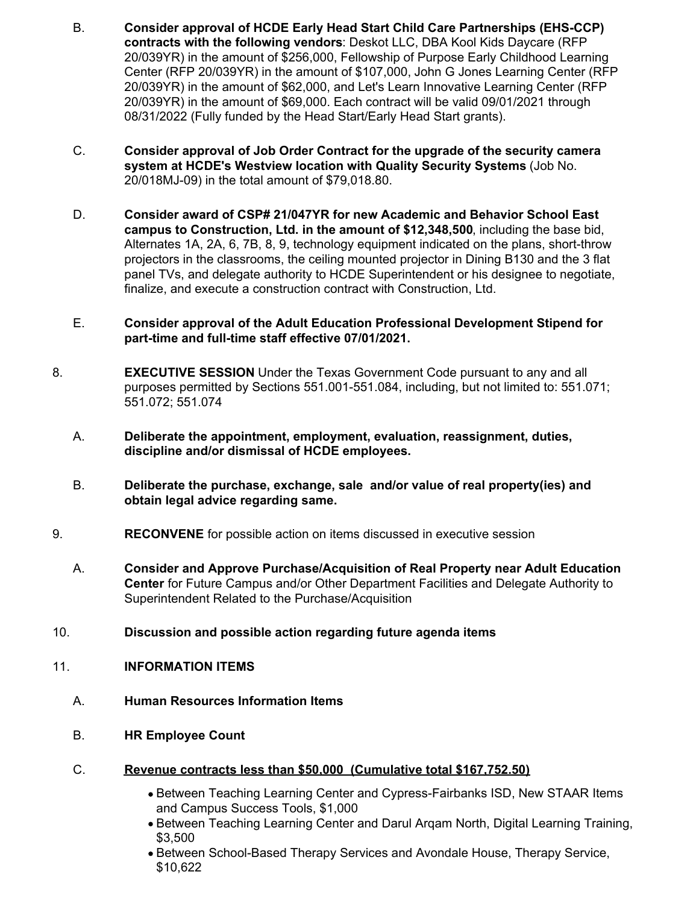B. **Consider approval of HCDE Early Head Start Child Care Partnerships (EHS-CCP) contracts with the following vendors**: Deskot LLC, DBA Kool Kids Daycare (RFP 20/039YR) in the amount of $256,000, Fellowship of Purpose Early Childhood Learning Center (RFP 20/039YR) in the amount of $107,000, John G Jones Learning Center (RFP 20/039YR) in the amount of $62,000, and Let's Learn Innovative Learning Center (RFP 20/039YR) in the amount of $69,000. Each contract will be valid 09/01/2021 through 08/31/2022 (Fully funded by the Head Start/Early Head Start grants).

C. **Consider approval of Job Order Contract for the upgrade of the security camera system at HCDE's Westview location with Quality Security Systems** (Job No. 20/018MJ-09) in the total amount of $79,018.80.

D. **Consider award of CSP# 21/047YR for new Academic and Behavior School East campus to Construction, Ltd. in the amount of $12,348,500**, including the base bid, Alternates 1A, 2A, 6, 7B, 8, 9, technology equipment indicated on the plans, short-throw projectors in the classrooms, the ceiling mounted projector in Dining B130 and the 3 flat panel TVs, and delegate authority to HCDE Superintendent or his designee to negotiate, finalize, and execute a construction contract with Construction, Ltd.

E. **Consider approval of the Adult Education Professional Development Stipend for part-time and full-time staff effective 07/01/2021.**

8. **EXECUTIVE SESSION** Under the Texas Government Code pursuant to any and all purposes permitted by Sections 551.001-551.084, including, but not limited to: 551.071; 551.072; 551.074

   A. **Deliberate the appointment, employment, evaluation, reassignment, duties, discipline and/or dismissal of HCDE employees.**

   B. **Deliberate the purchase, exchange, sale and/or value of real property(ies) and obtain legal advice regarding same.**

9. **RECONVENE** for possible action on items discussed in executive session

   A. **Consider and Approve Purchase/Acquisition of Real Property near Adult Education Center** for Future Campus and/or Other Department Facilities and Delegate Authority to Superintendent Related to the Purchase/Acquisition

10. **Discussion and possible action regarding future agenda items**

11. **INFORMATION ITEMS**

   A. **Human Resources Information Items**

   B. **HR Employee Count**

   C. **Revenue contracts less than $50,000 (Cumulative total $167,752.50)**

   - Between Teaching Learning Center and Cypress-Fairbanks ISD, New STAAR Items and Campus Success Tools, $1,000
   - Between Teaching Learning Center and Darul Arqam North, Digital Learning Training, $3,500
   - Between School-Based Therapy Services and Avondale House, Therapy Service, $10,622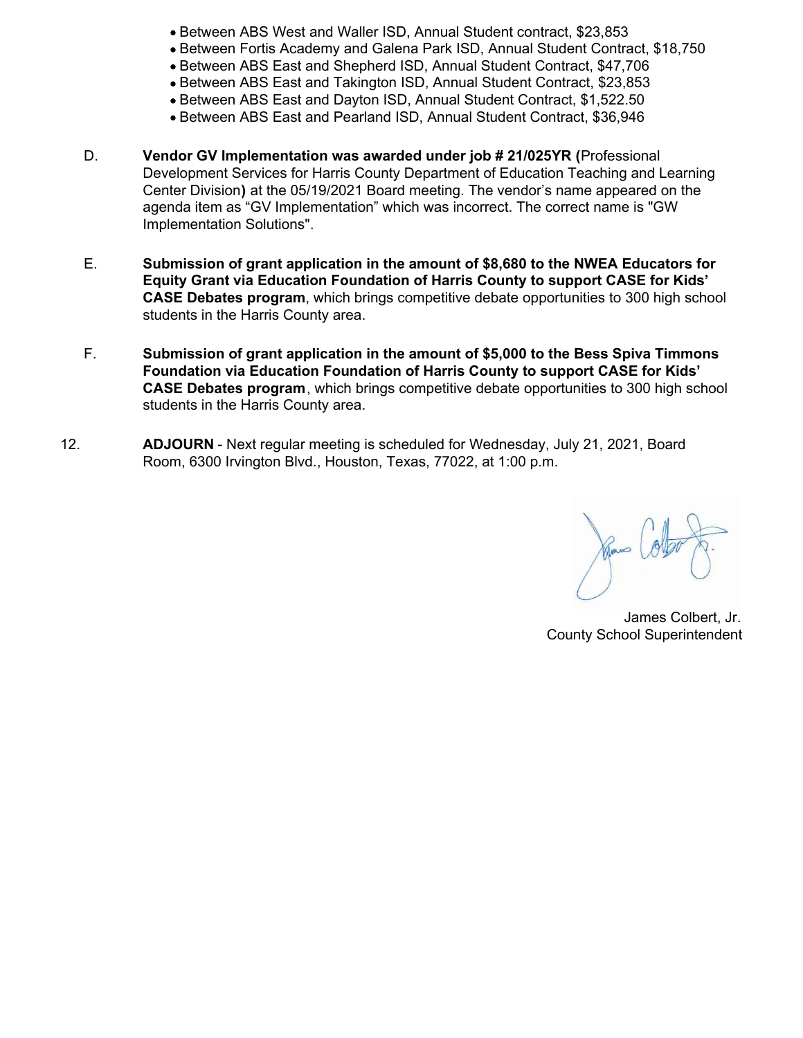- Between ABS West and Waller ISD, Annual Student contract, $23,853
- Between Fortis Academy and Galena Park ISD, Annual Student Contract, $18,750
- Between ABS East and Shepherd ISD, Annual Student Contract, $47,706
- Between ABS East and Takington ISD, Annual Student Contract, $23,853
- Between ABS East and Dayton ISD, Annual Student Contract, $1,522.50
- Between ABS East and Pearland ISD, Annual Student Contract, $36,946

D. **Vendor GV Implementation was awarded under job # 21/025YR (**Professional Development Services for Harris County Department of Education Teaching and Learning Center Division**)** at the 05/19/2021 Board meeting. The vendor's name appeared on the agenda item as "GV Implementation" which was incorrect. The correct name is "GW Implementation Solutions".

E. **Submission of grant application in the amount of $8,680 to the NWEA Educators for Equity Grant via Education Foundation of Harris County to support CASE for Kids' CASE Debates program**, which brings competitive debate opportunities to 300 high school students in the Harris County area.

F. **Submission of grant application in the amount of $5,000 to the Bess Spiva Timmons Foundation via Education Foundation of Harris County to support CASE for Kids' CASE Debates program**, which brings competitive debate opportunities to 300 high school students in the Harris County area.

12. **ADJOURN** - Next regular meeting is scheduled for Wednesday, July 21, 2021, Board Room, 6300 Irvington Blvd., Houston, Texas, 77022, at 1:00 p.m.

James Colbert, Jr.
County School Superintendent